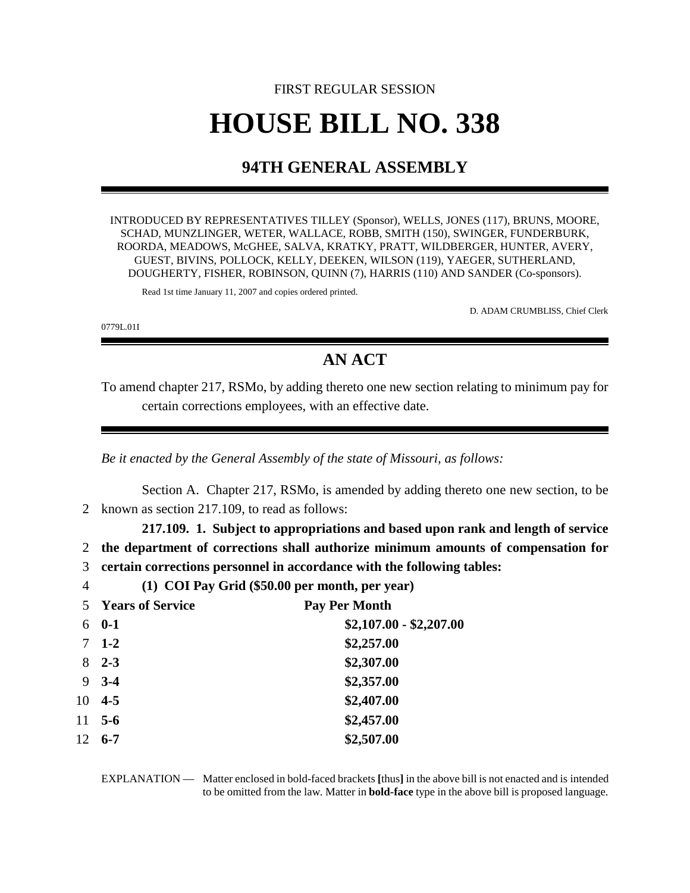FIRST REGULAR SESSION

# HOUSE BILL NO. 338

## 94TH GENERAL ASSEMBLY

INTRODUCED BY REPRESENTATIVES TILLEY (Sponsor), WELLS, JONES (117), BRUNS, MOORE, SCHAD, MUNZLINGER, WETER, WALLACE, ROBB, SMITH (150), SWINGER, FUNDERBURK, ROORDA, MEADOWS, McGHEE, SALVA, KRATKY, PRATT, WILDBERGER, HUNTER, AVERY, GUEST, BIVINS, POLLOCK, KELLY, DEEKEN, WILSON (119), YAEGER, SUTHERLAND, DOUGHERTY, FISHER, ROBINSON, QUINN (7), HARRIS (110) AND SANDER (Co-sponsors).

Read 1st time January 11, 2007 and copies ordered printed.

D. ADAM CRUMBLISS, Chief Clerk

0779L.01I

## AN ACT

To amend chapter 217, RSMo, by adding thereto one new section relating to minimum pay for certain corrections employees, with an effective date.

*Be it enacted by the General Assembly of the state of Missouri, as follows:*

Section A. Chapter 217, RSMo, is amended by adding thereto one new section, to be known as section 217.109, to read as follows:

**217.109. 1. Subject to appropriations and based upon rank and length of service the department of corrections shall authorize minimum amounts of compensation for certain corrections personnel in accordance with the following tables:**

**(1) COI Pay Grid ($50.00 per month, per year)**

| Years of Service | Pay Per Month |
|---|---|
| **0-1** | **$2,107.00 - $2,207.00** |
| **1-2** | **$2,257.00** |
| **2-3** | **$2,307.00** |
| **3-4** | **$2,357.00** |
| **4-5** | **$2,407.00** |
| **5-6** | **$2,457.00** |
| **6-7** | **$2,507.00** |

EXPLANATION — Matter enclosed in bold-faced brackets **[**thus**]** in the above bill is not enacted and is intended to be omitted from the law. Matter in **bold-face** type in the above bill is proposed language.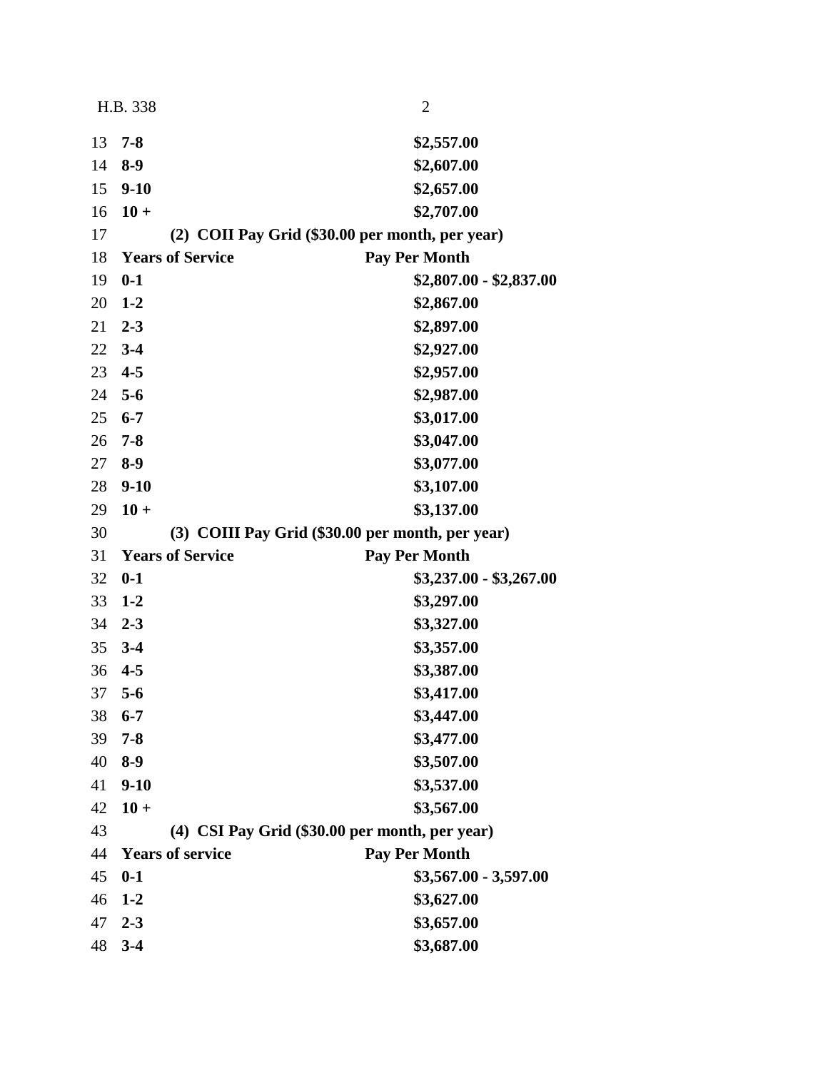| | |
|---|---|
| **7-8** | **$2,557.00** |
| **8-9** | **$2,607.00** |
| **9-10** | **$2,657.00** |
| **10 +** | **$2,707.00** |

**(2) COII Pay Grid ($30.00 per month, per year)**

| **Years of Service** | **Pay Per Month** |
|---|---|
| **0-1** | **$2,807.00 - $2,837.00** |
| **1-2** | **$2,867.00** |
| **2-3** | **$2,897.00** |
| **3-4** | **$2,927.00** |
| **4-5** | **$2,957.00** |
| **5-6** | **$2,987.00** |
| **6-7** | **$3,017.00** |
| **7-8** | **$3,047.00** |
| **8-9** | **$3,077.00** |
| **9-10** | **$3,107.00** |
| **10 +** | **$3,137.00** |

**(3) COIII Pay Grid ($30.00 per month, per year)**

| **Years of Service** | **Pay Per Month** |
|---|---|
| **0-1** | **$3,237.00 - $3,267.00** |
| **1-2** | **$3,297.00** |
| **2-3** | **$3,327.00** |
| **3-4** | **$3,357.00** |
| **4-5** | **$3,387.00** |
| **5-6** | **$3,417.00** |
| **6-7** | **$3,447.00** |
| **7-8** | **$3,477.00** |
| **8-9** | **$3,507.00** |
| **9-10** | **$3,537.00** |
| **10 +** | **$3,567.00** |

**(4) CSI Pay Grid ($30.00 per month, per year)**

| **Years of service** | **Pay Per Month** |
|---|---|
| **0-1** | **$3,567.00 - 3,597.00** |
| **1-2** | **$3,627.00** |
| **2-3** | **$3,657.00** |
| **3-4** | **$3,687.00** |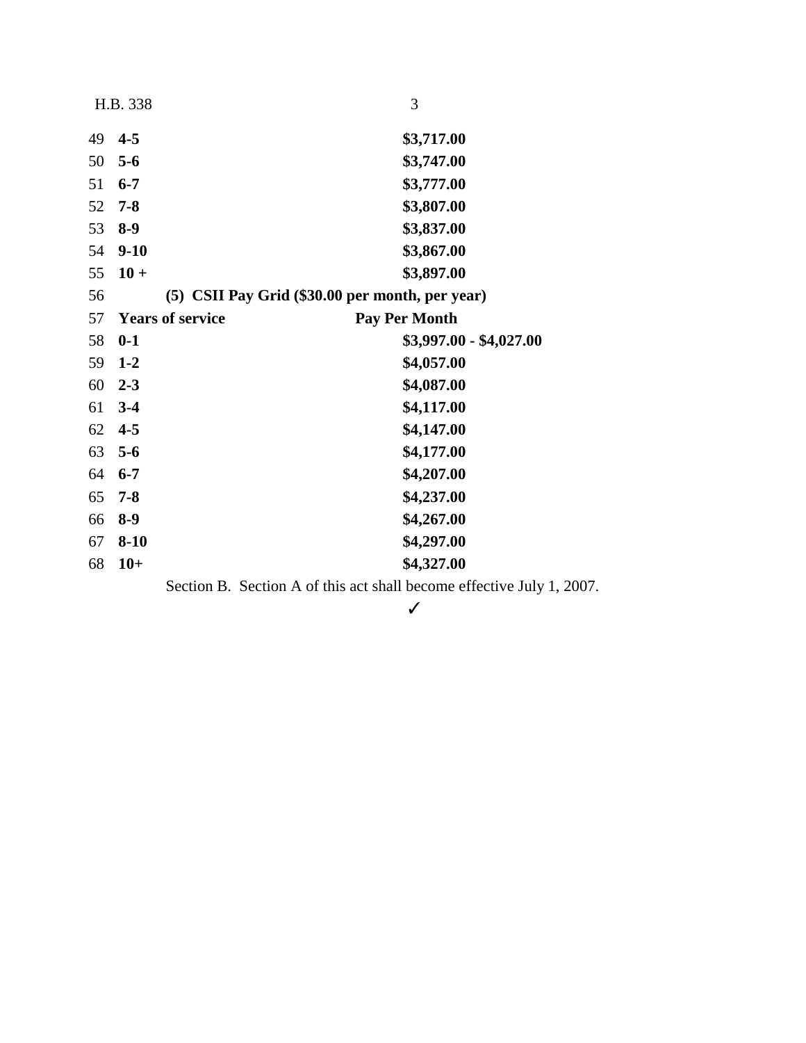| | |
|---|---|
| **4-5** | **$3,717.00** |
| **5-6** | **$3,747.00** |
| **6-7** | **$3,777.00** |
| **7-8** | **$3,807.00** |
| **8-9** | **$3,837.00** |
| **9-10** | **$3,867.00** |
| **10 +** | **$3,897.00** |

**(5) CSII Pay Grid ($30.00 per month, per year)**

| **Years of service** | **Pay Per Month** |
|---|---|
| **0-1** | **$3,997.00 - $4,027.00** |
| **1-2** | **$4,057.00** |
| **2-3** | **$4,087.00** |
| **3-4** | **$4,117.00** |
| **4-5** | **$4,147.00** |
| **5-6** | **$4,177.00** |
| **6-7** | **$4,207.00** |
| **7-8** | **$4,237.00** |
| **8-9** | **$4,267.00** |
| **8-10** | **$4,297.00** |
| **10+** | **$4,327.00** |

Section B. Section A of this act shall become effective July 1, 2007.

✓